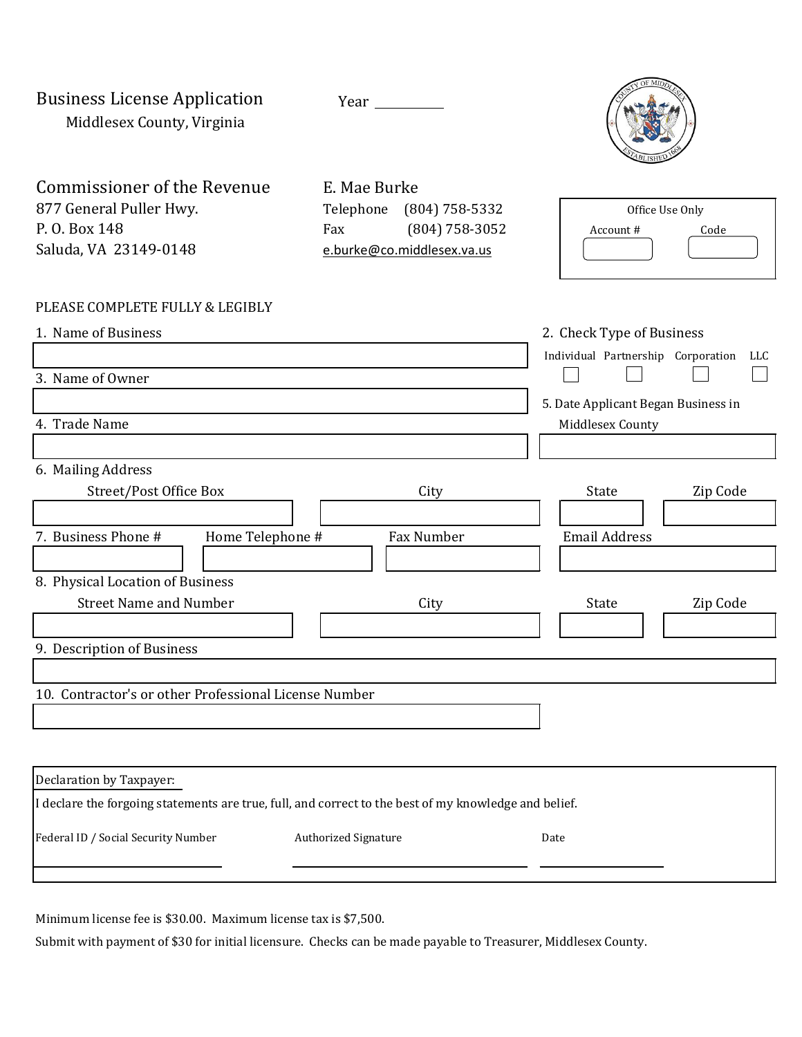# Business License Application

Middlesex County, Virginia

Year ________

**Commissioner of the Revenue**
877 General Puller Hwy.
P. O. Box 148
Saluda, VA 23149-0148

E. Mae Burke
Telephone (804) 758-5332
Fax (804) 758-3052
e.burke@co.middlesex.va.us

| Office Use Only | |
|---|---|
| Account # | Code |
| | |

PLEASE COMPLETE FULLY & LEGIBLY

1. Name of Business

2. Check Type of Business

☐ Individual ☐ Partnership ☐ Corporation ☐ LLC

3. Name of Owner

4. Trade Name

5. Date Applicant Began Business in Middlesex County

6. Mailing Address

| Street/Post Office Box | City | State | Zip Code |
|---|---|---|---|
| | | | |

| 7. Business Phone # | Home Telephone # | Fax Number | Email Address |
|---|---|---|---|
| | | | |

8. Physical Location of Business

| Street Name and Number | City | State | Zip Code |
|---|---|---|---|
| | | | |

9. Description of Business

10. Contractor's or other Professional License Number

**Declaration by Taxpayer:**

I declare the forgoing statements are true, full, and correct to the best of my knowledge and belief.

| Federal ID / Social Security Number | Authorized Signature | Date |
|---|---|---|
| | | |

Minimum license fee is $30.00. Maximum license tax is $7,500.

Submit with payment of $30 for initial licensure. Checks can be made payable to Treasurer, Middlesex County.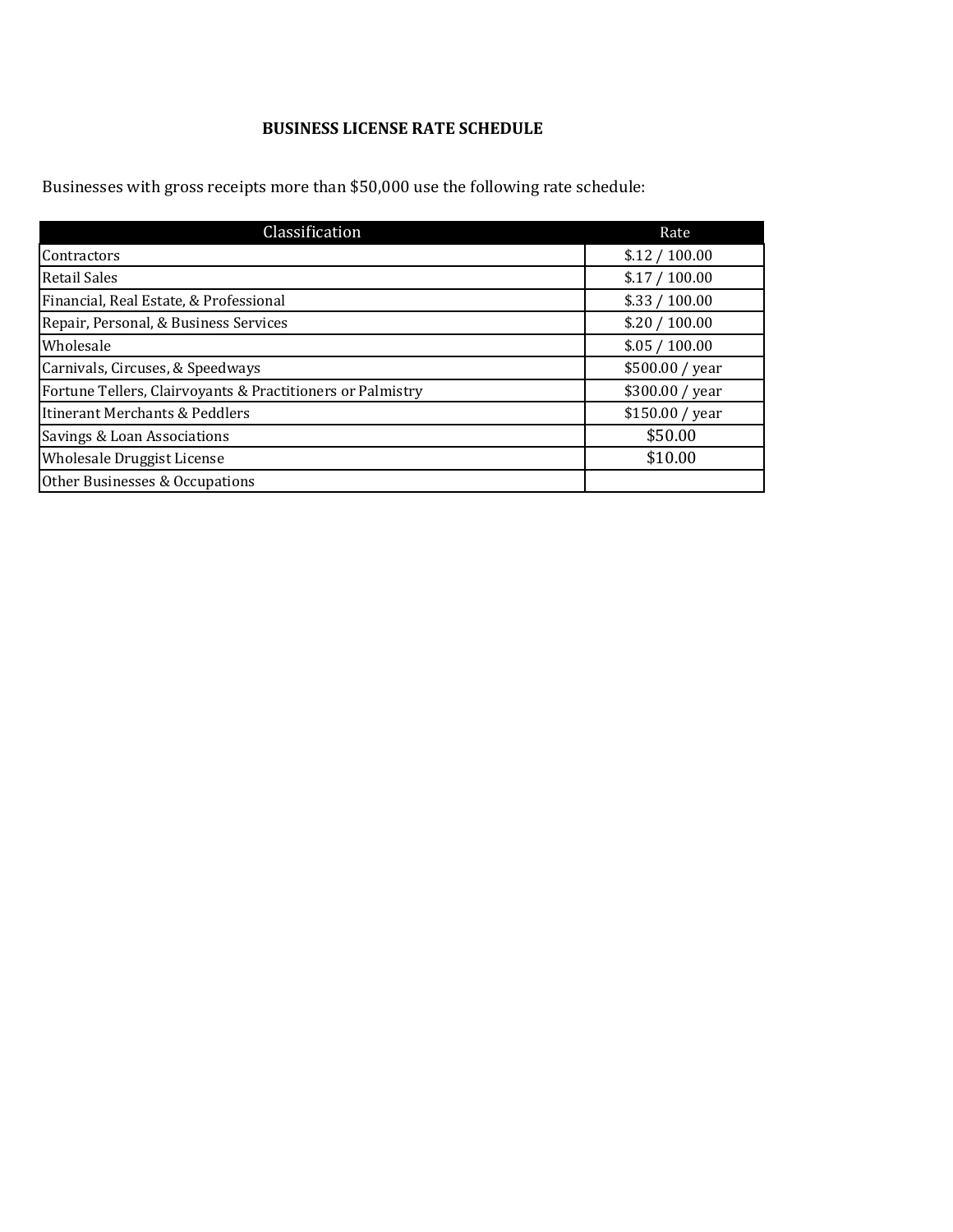**BUSINESS LICENSE RATE SCHEDULE**

Businesses with gross receipts more than $50,000 use the following rate schedule:

| Classification | Rate |
|---|---|
| Contractors | $.12 / 100.00 |
| Retail Sales | $.17 / 100.00 |
| Financial, Real Estate, & Professional | $.33 / 100.00 |
| Repair, Personal, & Business Services | $.20 / 100.00 |
| Wholesale | $.05 / 100.00 |
| Carnivals, Circuses, & Speedways | $500.00 / year |
| Fortune Tellers, Clairvoyants & Practitioners or Palmistry | $300.00 / year |
| Itinerant Merchants & Peddlers | $150.00 / year |
| Savings & Loan Associations | $50.00 |
| Wholesale Druggist License | $10.00 |
| Other Businesses & Occupations | |